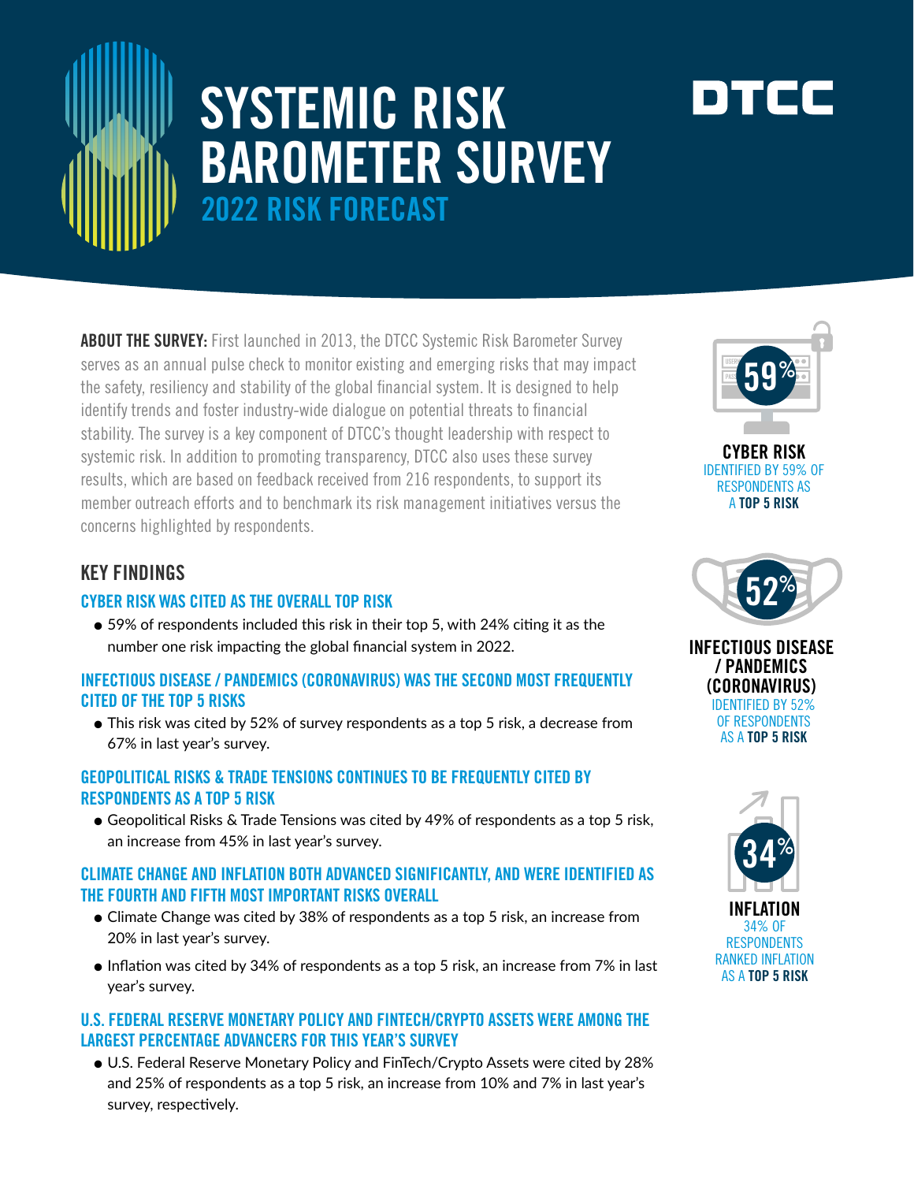# SYSTEMIC RISK BAROMETER SURVEY

## 2022 RISK FORECAST

DTCC

**ABOUT THE SURVEY:** First launched in 2013, the DTCC Systemic Risk Barometer Survey serves as an annual pulse check to monitor existing and emerging risks that may impact the safety, resiliency and stability of the global financial system. It is designed to help identify trends and foster industry-wide dialogue on potential threats to financial stability. The survey is a key component of DTCC's thought leadership with respect to systemic risk. In addition to promoting transparency, DTCC also uses these survey results, which are based on feedback received from 216 respondents, to support its member outreach efforts and to benchmark its risk management initiatives versus the concerns highlighted by respondents.

## KEY FINDINGS

### CYBER RISK WAS CITED AS THE OVERALL TOP RISK

- 59% of respondents included this risk in their top 5, with 24% citing it as the number one risk impacting the global financial system in 2022.

### INFECTIOUS DISEASE / PANDEMICS (CORONAVIRUS) WAS THE SECOND MOST FREQUENTLY CITED OF THE TOP 5 RISKS

- This risk was cited by 52% of survey respondents as a top 5 risk, a decrease from 67% in last year's survey.

### GEOPOLITICAL RISKS & TRADE TENSIONS CONTINUES TO BE FREQUENTLY CITED BY RESPONDENTS AS A TOP 5 RISK

- Geopolitical Risks & Trade Tensions was cited by 49% of respondents as a top 5 risk, an increase from 45% in last year's survey.

### CLIMATE CHANGE AND INFLATION BOTH ADVANCED SIGNIFICANTLY, AND WERE IDENTIFIED AS THE FOURTH AND FIFTH MOST IMPORTANT RISKS OVERALL

- Climate Change was cited by 38% of respondents as a top 5 risk, an increase from 20% in last year's survey.
- Inflation was cited by 34% of respondents as a top 5 risk, an increase from 7% in last year's survey.

### U.S. FEDERAL RESERVE MONETARY POLICY AND FINTECH/CRYPTO ASSETS WERE AMONG THE LARGEST PERCENTAGE ADVANCERS FOR THIS YEAR'S SURVEY

- U.S. Federal Reserve Monetary Policy and FinTech/Crypto Assets were cited by 28% and 25% of respondents as a top 5 risk, an increase from 10% and 7% in last year's survey, respectively.

**59%**

**CYBER RISK**
IDENTIFIED BY 59% OF RESPONDENTS AS A **TOP 5 RISK**

**52%**

**INFECTIOUS DISEASE / PANDEMICS (CORONAVIRUS)**
IDENTIFIED BY 52% OF RESPONDENTS AS A **TOP 5 RISK**

**34%**

**INFLATION**
34% OF RESPONDENTS RANKED INFLATION AS A **TOP 5 RISK**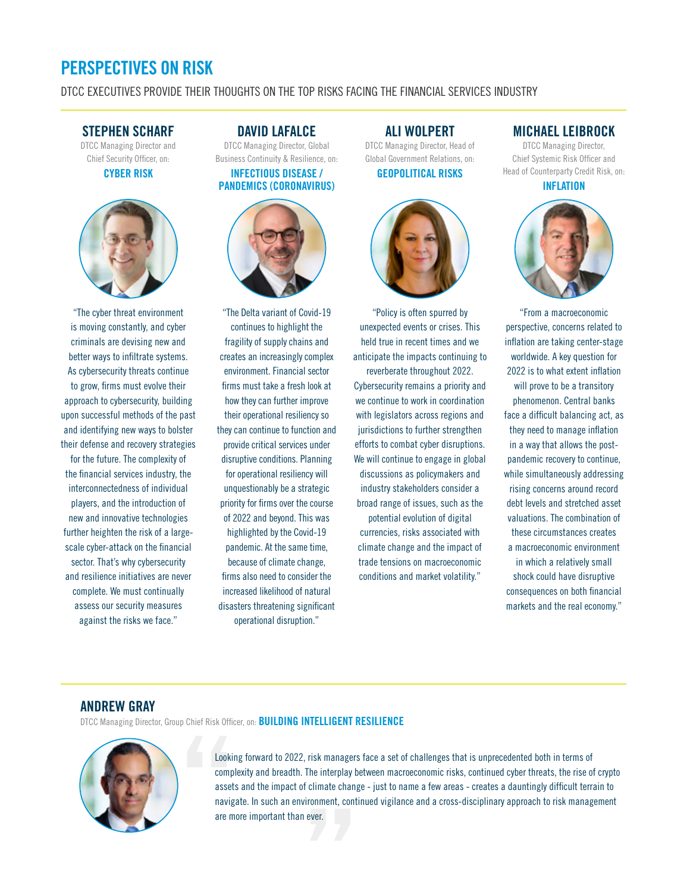# PERSPECTIVES ON RISK

DTCC EXECUTIVES PROVIDE THEIR THOUGHTS ON THE TOP RISKS FACING THE FINANCIAL SERVICES INDUSTRY

## STEPHEN SCHARF

DTCC Managing Director and Chief Security Officer, on:

**CYBER RISK**

"The cyber threat environment is moving constantly, and cyber criminals are devising new and better ways to infiltrate systems. As cybersecurity threats continue to grow, firms must evolve their approach to cybersecurity, building upon successful methods of the past and identifying new ways to bolster their defense and recovery strategies for the future. The complexity of the financial services industry, the interconnectedness of individual players, and the introduction of new and innovative technologies further heighten the risk of a large-scale cyber-attack on the financial sector. That's why cybersecurity and resilience initiatives are never complete. We must continually assess our security measures against the risks we face."

## DAVID LAFALCE

DTCC Managing Director, Global Business Continuity & Resilience, on:

**INFECTIOUS DISEASE / PANDEMICS (CORONAVIRUS)**

"The Delta variant of Covid-19 continues to highlight the fragility of supply chains and creates an increasingly complex environment. Financial sector firms must take a fresh look at how they can further improve their operational resiliency so they can continue to function and provide critical services under disruptive conditions. Planning for operational resiliency will unquestionably be a strategic priority for firms over the course of 2022 and beyond. This was highlighted by the Covid-19 pandemic. At the same time, because of climate change, firms also need to consider the increased likelihood of natural disasters threatening significant operational disruption."

## ALI WOLPERT

DTCC Managing Director, Head of Global Government Relations, on:

**GEOPOLITICAL RISKS**

"Policy is often spurred by unexpected events or crises. This held true in recent times and we anticipate the impacts continuing to reverberate throughout 2022. Cybersecurity remains a priority and we continue to work in coordination with legislators across regions and jurisdictions to further strengthen efforts to combat cyber disruptions. We will continue to engage in global discussions as policymakers and industry stakeholders consider a broad range of issues, such as the potential evolution of digital currencies, risks associated with climate change and the impact of trade tensions on macroeconomic conditions and market volatility."

## MICHAEL LEIBROCK

DTCC Managing Director, Chief Systemic Risk Officer and Head of Counterparty Credit Risk, on:

**INFLATION**

"From a macroeconomic perspective, concerns related to inflation are taking center-stage worldwide. A key question for 2022 is to what extent inflation will prove to be a transitory phenomenon. Central banks face a difficult balancing act, as they need to manage inflation in a way that allows the post-pandemic recovery to continue, while simultaneously addressing rising concerns around record debt levels and stretched asset valuations. The combination of these circumstances creates a macroeconomic environment in which a relatively small shock could have disruptive consequences on both financial markets and the real economy."

## ANDREW GRAY

DTCC Managing Director, Group Chief Risk Officer, on: **BUILDING INTELLIGENT RESILIENCE**

"Looking forward to 2022, risk managers face a set of challenges that is unprecedented both in terms of complexity and breadth. The interplay between macroeconomic risks, continued cyber threats, the rise of crypto assets and the impact of climate change - just to name a few areas - creates a dauntingly difficult terrain to navigate. In such an environment, continued vigilance and a cross-disciplinary approach to risk management are more important than ever."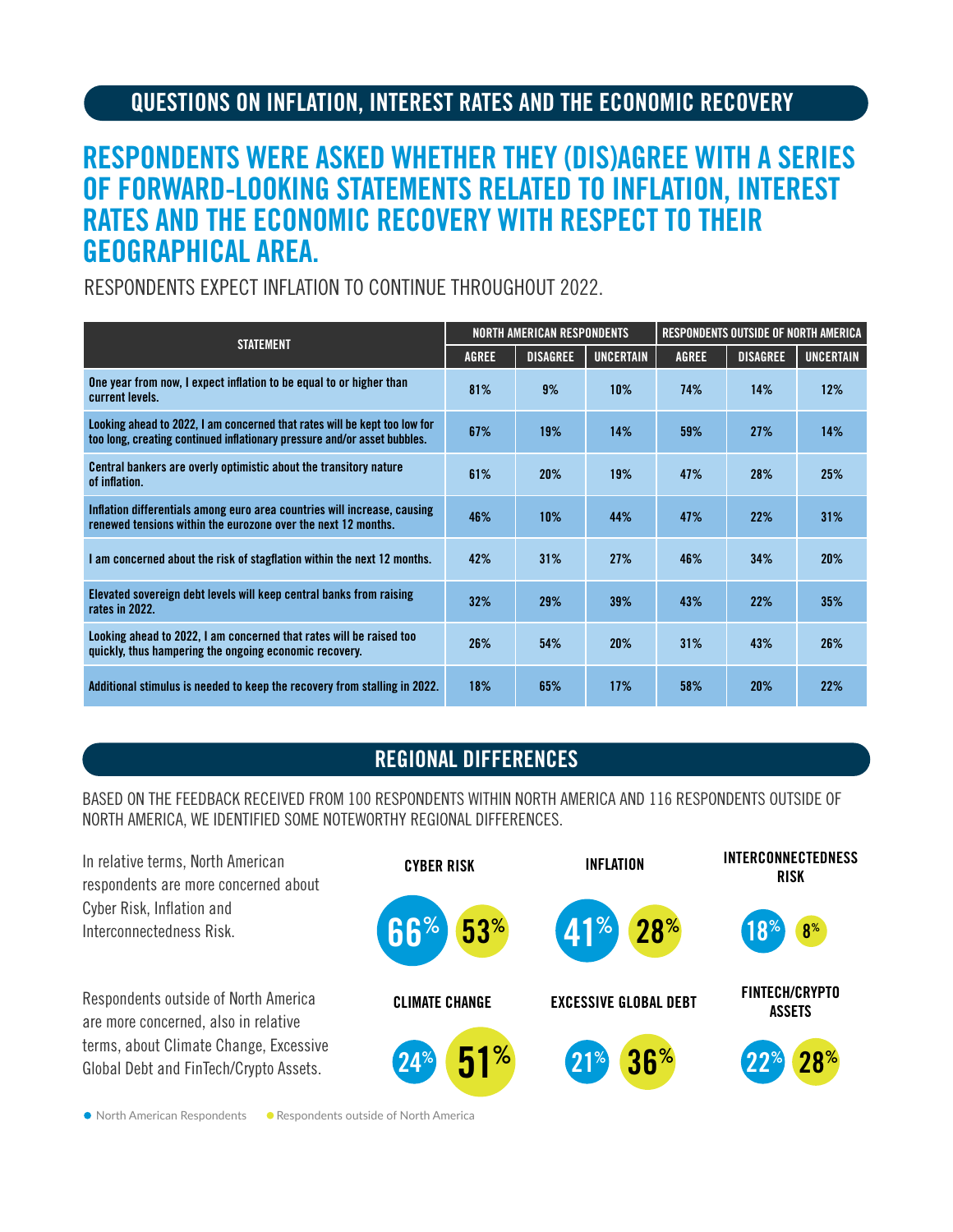## QUESTIONS ON INFLATION, INTEREST RATES AND THE ECONOMIC RECOVERY

# RESPONDENTS WERE ASKED WHETHER THEY (DIS)AGREE WITH A SERIES OF FORWARD-LOOKING STATEMENTS RELATED TO INFLATION, INTEREST RATES AND THE ECONOMIC RECOVERY WITH RESPECT TO THEIR GEOGRAPHICAL AREA.

RESPONDENTS EXPECT INFLATION TO CONTINUE THROUGHOUT 2022.

| STATEMENT | NORTH AMERICAN RESPONDENTS | | | RESPONDENTS OUTSIDE OF NORTH AMERICA | | |
|---|---|---|---|---|---|---|
| | AGREE | DISAGREE | UNCERTAIN | AGREE | DISAGREE | UNCERTAIN |
| One year from now, I expect inflation to be equal to or higher than current levels. | 81% | 9% | 10% | 74% | 14% | 12% |
| Looking ahead to 2022, I am concerned that rates will be kept too low for too long, creating continued inflationary pressure and/or asset bubbles. | 67% | 19% | 14% | 59% | 27% | 14% |
| Central bankers are overly optimistic about the transitory nature of inflation. | 61% | 20% | 19% | 47% | 28% | 25% |
| Inflation differentials among euro area countries will increase, causing renewed tensions within the eurozone over the next 12 months. | 46% | 10% | 44% | 47% | 22% | 31% |
| I am concerned about the risk of stagflation within the next 12 months. | 42% | 31% | 27% | 46% | 34% | 20% |
| Elevated sovereign debt levels will keep central banks from raising rates in 2022. | 32% | 29% | 39% | 43% | 22% | 35% |
| Looking ahead to 2022, I am concerned that rates will be raised too quickly, thus hampering the ongoing economic recovery. | 26% | 54% | 20% | 31% | 43% | 26% |
| Additional stimulus is needed to keep the recovery from stalling in 2022. | 18% | 65% | 17% | 58% | 20% | 22% |

## REGIONAL DIFFERENCES

BASED ON THE FEEDBACK RECEIVED FROM 100 RESPONDENTS WITHIN NORTH AMERICA AND 116 RESPONDENTS OUTSIDE OF NORTH AMERICA, WE IDENTIFIED SOME NOTEWORTHY REGIONAL DIFFERENCES.

In relative terms, North American respondents are more concerned about Cyber Risk, Inflation and Interconnectedness Risk.

| | North American Respondents | Respondents outside of North America |
|---|---|---|
| CYBER RISK | 66% | 53% |
| INFLATION | 41% | 28% |
| INTERCONNECTEDNESS RISK | 18% | 8% |

Respondents outside of North America are more concerned, also in relative terms, about Climate Change, Excessive Global Debt and FinTech/Crypto Assets.

| | North American Respondents | Respondents outside of North America |
|---|---|---|
| CLIMATE CHANGE | 24% | 51% |
| EXCESSIVE GLOBAL DEBT | 21% | 36% |
| FINTECH/CRYPTO ASSETS | 22% | 28% |

● North American Respondents ● Respondents outside of North America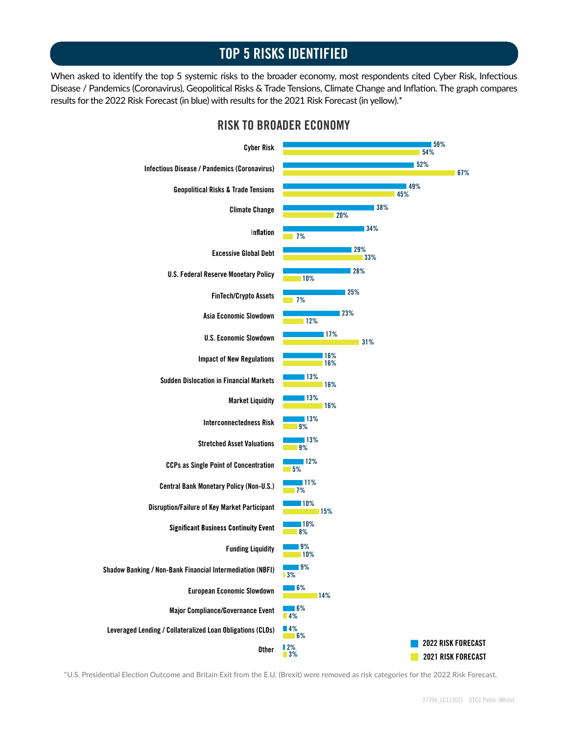# TOP 5 RISKS IDENTIFIED

When asked to identify the top 5 systemic risks to the broader economy, most respondents cited Cyber Risk, Infectious Disease / Pandemics (Coronavirus), Geopolitical Risks & Trade Tensions, Climate Change and Inflation. The graph compares results for the 2022 Risk Forecast (in blue) with results for the 2021 Risk Forecast (in yellow).*

## RISK TO BROADER ECONOMY

Cyber Risk 59% 54%
Infectious Disease / Pandemics (Coronavirus) 52% 67%
Geopolitical Risks & Trade Tensions 49% 45%
Climate Change 38% 20%
Inflation 34% 7%
Excessive Global Debt 29% 33%
U.S. Federal Reserve Monetary Policy 28% 10%
FinTech/Crypto Assets 25% 7%
Asia Economic Slowdown 23% 12%
U.S. Economic Slowdown 17% 31%
Impact of New Regulations 16% 16%
Sudden Dislocation in Financial Markets 13% 16%
Market Liquidity 13% 16%
Interconnectedness Risk 13% 9%
Stretched Asset Valuations 13% 9%
CCPs as Single Point of Concentration 12% 5%
Central Bank Monetary Policy (Non-U.S.) 11% 7%
Disruption/Failure of Key Market Participant 10% 15%
Significant Business Continuity Event 10% 8%
Funding Liquidity 9% 10%
Shadow Banking / Non-Bank Financial Intermediation (NBFI) 9% 3%
European Economic Slowdown 6% 14%
Major Compliance/Governance Event 6% 4%
Leveraged Lending / Collateralized Loan Obligations (CLOs) 4% 6%
Other 2% 3%

2022 RISK FORECAST
2021 RISK FORECAST

*U.S. Presidential Election Outcome and Britain Exit from the E.U. (Brexit) were removed as risk categories for the 2022 Risk Forecast.